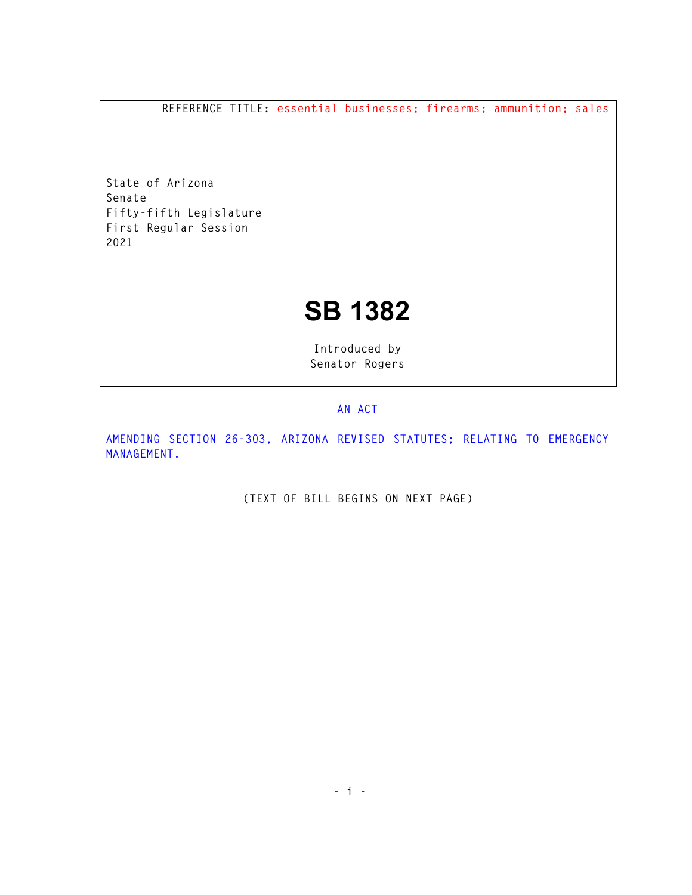REFERENCE TITLE: essential businesses; firearms; ammunition; sales

State of Arizona
Senate
Fifty-fifth Legislature
First Regular Session
2021

# SB 1382

Introduced by
Senator Rogers

AN ACT

AMENDING SECTION 26-303, ARIZONA REVISED STATUTES; RELATING TO EMERGENCY MANAGEMENT.

(TEXT OF BILL BEGINS ON NEXT PAGE)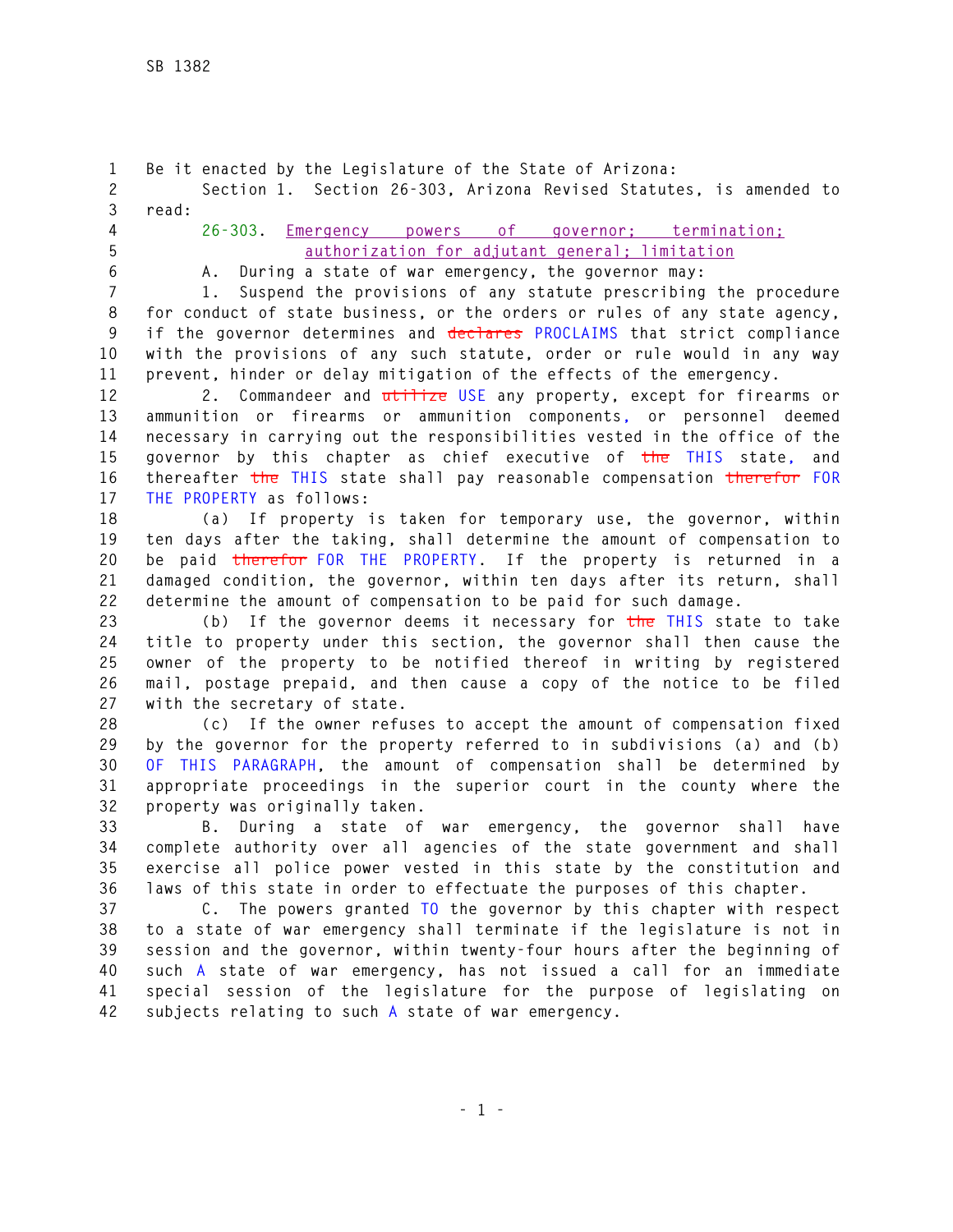Be it enacted by the Legislature of the State of Arizona:

Section 1. Section 26-303, Arizona Revised Statutes, is amended to read:

26-303. Emergency powers of governor; termination; authorization for adjutant general; limitation

A. During a state of war emergency, the governor may:

1. Suspend the provisions of any statute prescribing the procedure for conduct of state business, or the orders or rules of any state agency, if the governor determines and ~~declares~~ PROCLAIMS that strict compliance with the provisions of any such statute, order or rule would in any way prevent, hinder or delay mitigation of the effects of the emergency.

2. Commandeer and ~~utilize~~ USE any property, except for firearms or ammunition or firearms or ammunition components, or personnel deemed necessary in carrying out the responsibilities vested in the office of the governor by this chapter as chief executive of ~~the~~ THIS state, and thereafter ~~the~~ THIS state shall pay reasonable compensation ~~therefor~~ FOR THE PROPERTY as follows:

(a) If property is taken for temporary use, the governor, within ten days after the taking, shall determine the amount of compensation to be paid ~~therefor~~ FOR THE PROPERTY. If the property is returned in a damaged condition, the governor, within ten days after its return, shall determine the amount of compensation to be paid for such damage.

(b) If the governor deems it necessary for ~~the~~ THIS state to take title to property under this section, the governor shall then cause the owner of the property to be notified thereof in writing by registered mail, postage prepaid, and then cause a copy of the notice to be filed with the secretary of state.

(c) If the owner refuses to accept the amount of compensation fixed by the governor for the property referred to in subdivisions (a) and (b) OF THIS PARAGRAPH, the amount of compensation shall be determined by appropriate proceedings in the superior court in the county where the property was originally taken.

B. During a state of war emergency, the governor shall have complete authority over all agencies of the state government and shall exercise all police power vested in this state by the constitution and laws of this state in order to effectuate the purposes of this chapter.

C. The powers granted TO the governor by this chapter with respect to a state of war emergency shall terminate if the legislature is not in session and the governor, within twenty-four hours after the beginning of such A state of war emergency, has not issued a call for an immediate special session of the legislature for the purpose of legislating on subjects relating to such A state of war emergency.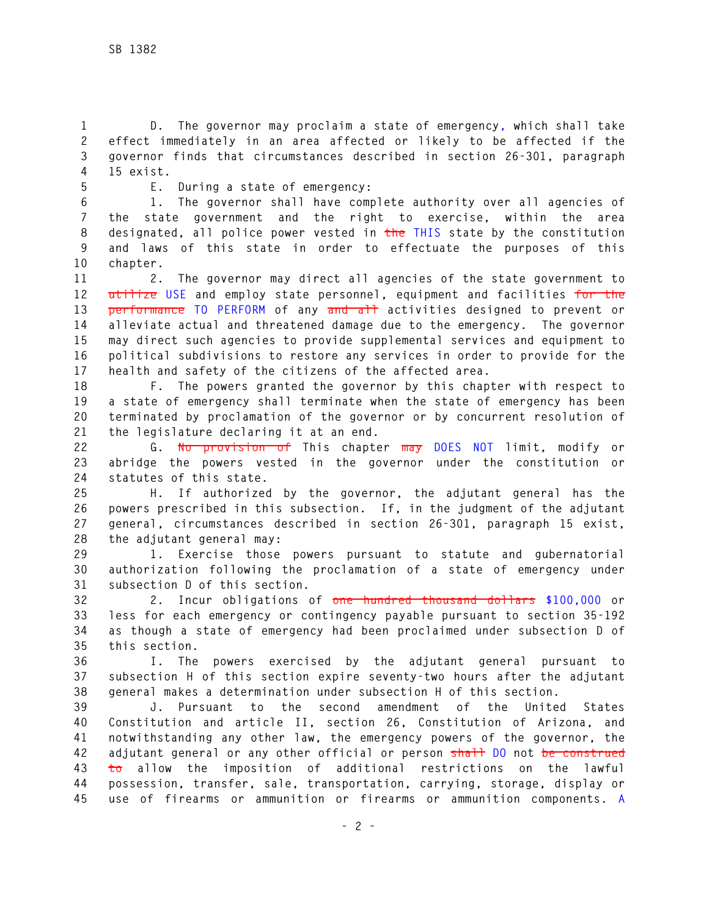D. The governor may proclaim a state of emergency, which shall take effect immediately in an area affected or likely to be affected if the governor finds that circumstances described in section 26-301, paragraph 15 exist.

E. During a state of emergency:

1. The governor shall have complete authority over all agencies of the state government and the right to exercise, within the area designated, all police power vested in ~~the~~ THIS state by the constitution and laws of this state in order to effectuate the purposes of this chapter.

2. The governor may direct all agencies of the state government to ~~utilize~~ USE and employ state personnel, equipment and facilities ~~for the performance~~ TO PERFORM of any ~~and all~~ activities designed to prevent or alleviate actual and threatened damage due to the emergency. The governor may direct such agencies to provide supplemental services and equipment to political subdivisions to restore any services in order to provide for the health and safety of the citizens of the affected area.

F. The powers granted the governor by this chapter with respect to a state of emergency shall terminate when the state of emergency has been terminated by proclamation of the governor or by concurrent resolution of the legislature declaring it at an end.

G. ~~No provision of~~ This chapter ~~may~~ DOES NOT limit, modify or abridge the powers vested in the governor under the constitution or statutes of this state.

H. If authorized by the governor, the adjutant general has the powers prescribed in this subsection. If, in the judgment of the adjutant general, circumstances described in section 26-301, paragraph 15 exist, the adjutant general may:

1. Exercise those powers pursuant to statute and gubernatorial authorization following the proclamation of a state of emergency under subsection D of this section.

2. Incur obligations of ~~one hundred thousand dollars~~ $100,000 or less for each emergency or contingency payable pursuant to section 35-192 as though a state of emergency had been proclaimed under subsection D of this section.

I. The powers exercised by the adjutant general pursuant to subsection H of this section expire seventy-two hours after the adjutant general makes a determination under subsection H of this section.

J. Pursuant to the second amendment of the United States Constitution and article II, section 26, Constitution of Arizona, and notwithstanding any other law, the emergency powers of the governor, the adjutant general or any other official or person ~~shall~~ DO not ~~be construed to~~ allow the imposition of additional restrictions on the lawful possession, transfer, sale, transportation, carrying, storage, display or use of firearms or ammunition or firearms or ammunition components. A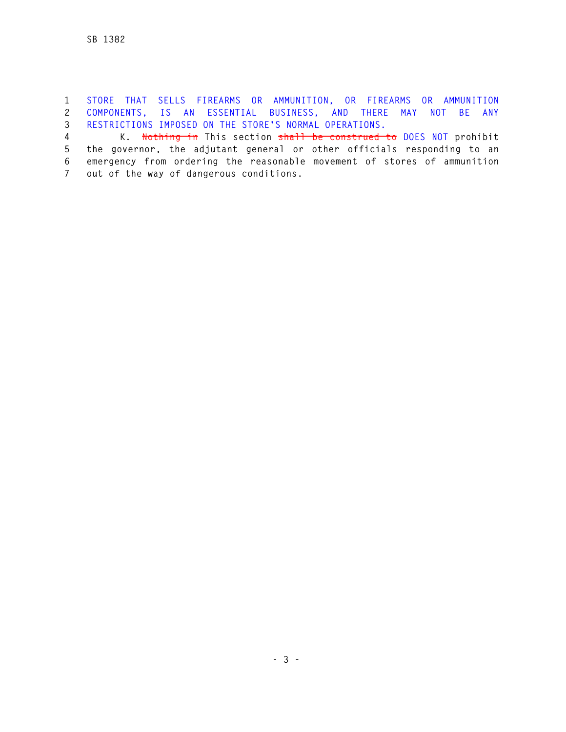STORE THAT SELLS FIREARMS OR AMMUNITION, OR FIREARMS OR AMMUNITION COMPONENTS, IS AN ESSENTIAL BUSINESS, AND THERE MAY NOT BE ANY RESTRICTIONS IMPOSED ON THE STORE'S NORMAL OPERATIONS.

K. ~~Nothing in~~ This section ~~shall be construed to~~ DOES NOT prohibit the governor, the adjutant general or other officials responding to an emergency from ordering the reasonable movement of stores of ammunition out of the way of dangerous conditions.